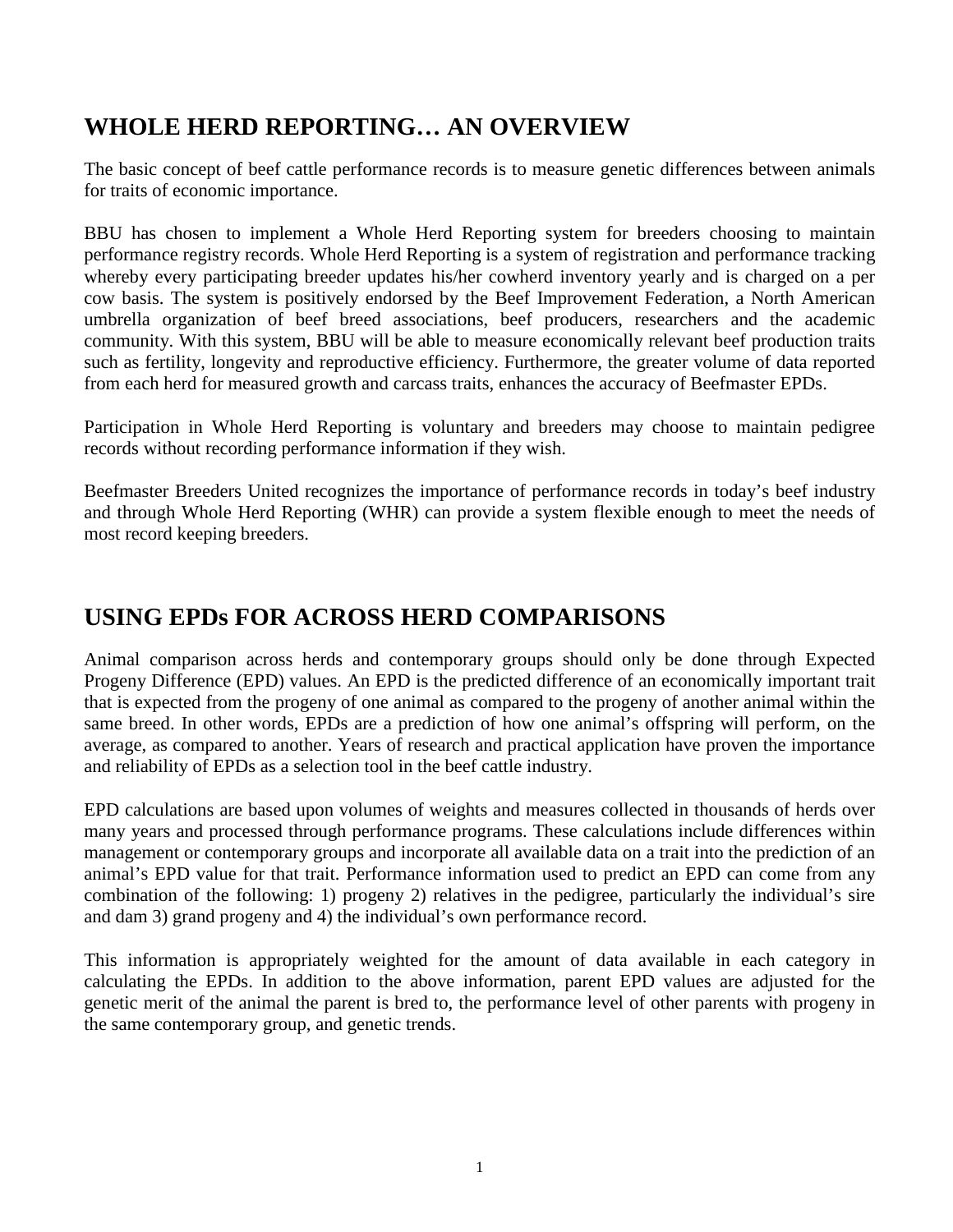## WHOLE HERD REPORTING… AN OVERVIEW

The basic concept of beef cattle performance records is to measure genetic differences between animals for traits of economic importance.

BBU has chosen to implement a Whole Herd Reporting system for breeders choosing to maintain performance registry records. Whole Herd Reporting is a system of registration and performance tracking whereby every participating breeder updates his/her cowherd inventory yearly and is charged on a per cow basis. The system is positively endorsed by the Beef Improvement Federation, a North American umbrella organization of beef breed associations, beef producers, researchers and the academic community. With this system, BBU will be able to measure economically relevant beef production traits such as fertility, longevity and reproductive efficiency. Furthermore, the greater volume of data reported from each herd for measured growth and carcass traits, enhances the accuracy of Beefmaster EPDs.

Participation in Whole Herd Reporting is voluntary and breeders may choose to maintain pedigree records without recording performance information if they wish.

Beefmaster Breeders United recognizes the importance of performance records in today's beef industry and through Whole Herd Reporting (WHR) can provide a system flexible enough to meet the needs of most record keeping breeders.

## USING EPDs FOR ACROSS HERD COMPARISONS

Animal comparison across herds and contemporary groups should only be done through Expected Progeny Difference (EPD) values. An EPD is the predicted difference of an economically important trait that is expected from the progeny of one animal as compared to the progeny of another animal within the same breed. In other words, EPDs are a prediction of how one animal's offspring will perform, on the average, as compared to another. Years of research and practical application have proven the importance and reliability of EPDs as a selection tool in the beef cattle industry.

EPD calculations are based upon volumes of weights and measures collected in thousands of herds over many years and processed through performance programs. These calculations include differences within management or contemporary groups and incorporate all available data on a trait into the prediction of an animal's EPD value for that trait. Performance information used to predict an EPD can come from any combination of the following: 1) progeny 2) relatives in the pedigree, particularly the individual's sire and dam 3) grand progeny and 4) the individual's own performance record.

This information is appropriately weighted for the amount of data available in each category in calculating the EPDs. In addition to the above information, parent EPD values are adjusted for the genetic merit of the animal the parent is bred to, the performance level of other parents with progeny in the same contemporary group, and genetic trends.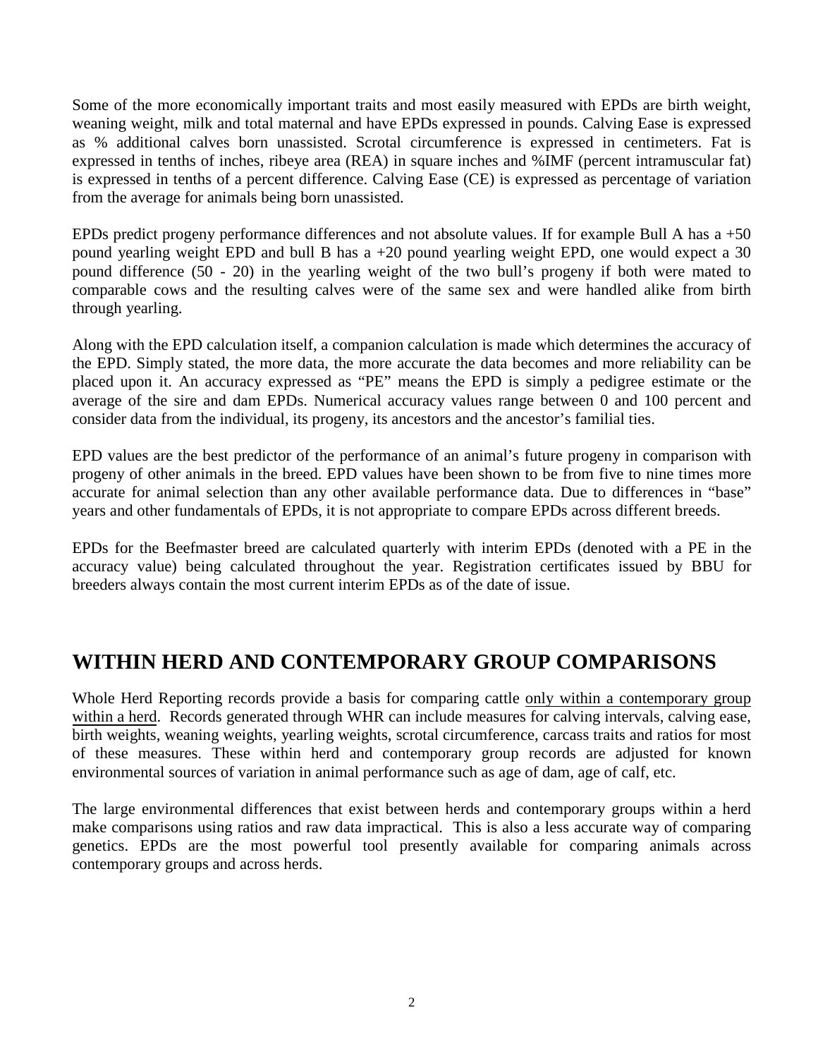Some of the more economically important traits and most easily measured with EPDs are birth weight, weaning weight, milk and total maternal and have EPDs expressed in pounds. Calving Ease is expressed as % additional calves born unassisted. Scrotal circumference is expressed in centimeters. Fat is expressed in tenths of inches, ribeye area (REA) in square inches and %IMF (percent intramuscular fat) is expressed in tenths of a percent difference. Calving Ease (CE) is expressed as percentage of variation from the average for animals being born unassisted.

EPDs predict progeny performance differences and not absolute values. If for example Bull A has a +50 pound yearling weight EPD and bull B has a +20 pound yearling weight EPD, one would expect a 30 pound difference (50 - 20) in the yearling weight of the two bull's progeny if both were mated to comparable cows and the resulting calves were of the same sex and were handled alike from birth through yearling.

Along with the EPD calculation itself, a companion calculation is made which determines the accuracy of the EPD. Simply stated, the more data, the more accurate the data becomes and more reliability can be placed upon it. An accuracy expressed as "PE" means the EPD is simply a pedigree estimate or the average of the sire and dam EPDs. Numerical accuracy values range between 0 and 100 percent and consider data from the individual, its progeny, its ancestors and the ancestor's familial ties.

EPD values are the best predictor of the performance of an animal's future progeny in comparison with progeny of other animals in the breed. EPD values have been shown to be from five to nine times more accurate for animal selection than any other available performance data. Due to differences in "base" years and other fundamentals of EPDs, it is not appropriate to compare EPDs across different breeds.

EPDs for the Beefmaster breed are calculated quarterly with interim EPDs (denoted with a PE in the accuracy value) being calculated throughout the year. Registration certificates issued by BBU for breeders always contain the most current interim EPDs as of the date of issue.

## WITHIN HERD AND CONTEMPORARY GROUP COMPARISONS

Whole Herd Reporting records provide a basis for comparing cattle only within a contemporary group within a herd. Records generated through WHR can include measures for calving intervals, calving ease, birth weights, weaning weights, yearling weights, scrotal circumference, carcass traits and ratios for most of these measures. These within herd and contemporary group records are adjusted for known environmental sources of variation in animal performance such as age of dam, age of calf, etc.

The large environmental differences that exist between herds and contemporary groups within a herd make comparisons using ratios and raw data impractical. This is also a less accurate way of comparing genetics. EPDs are the most powerful tool presently available for comparing animals across contemporary groups and across herds.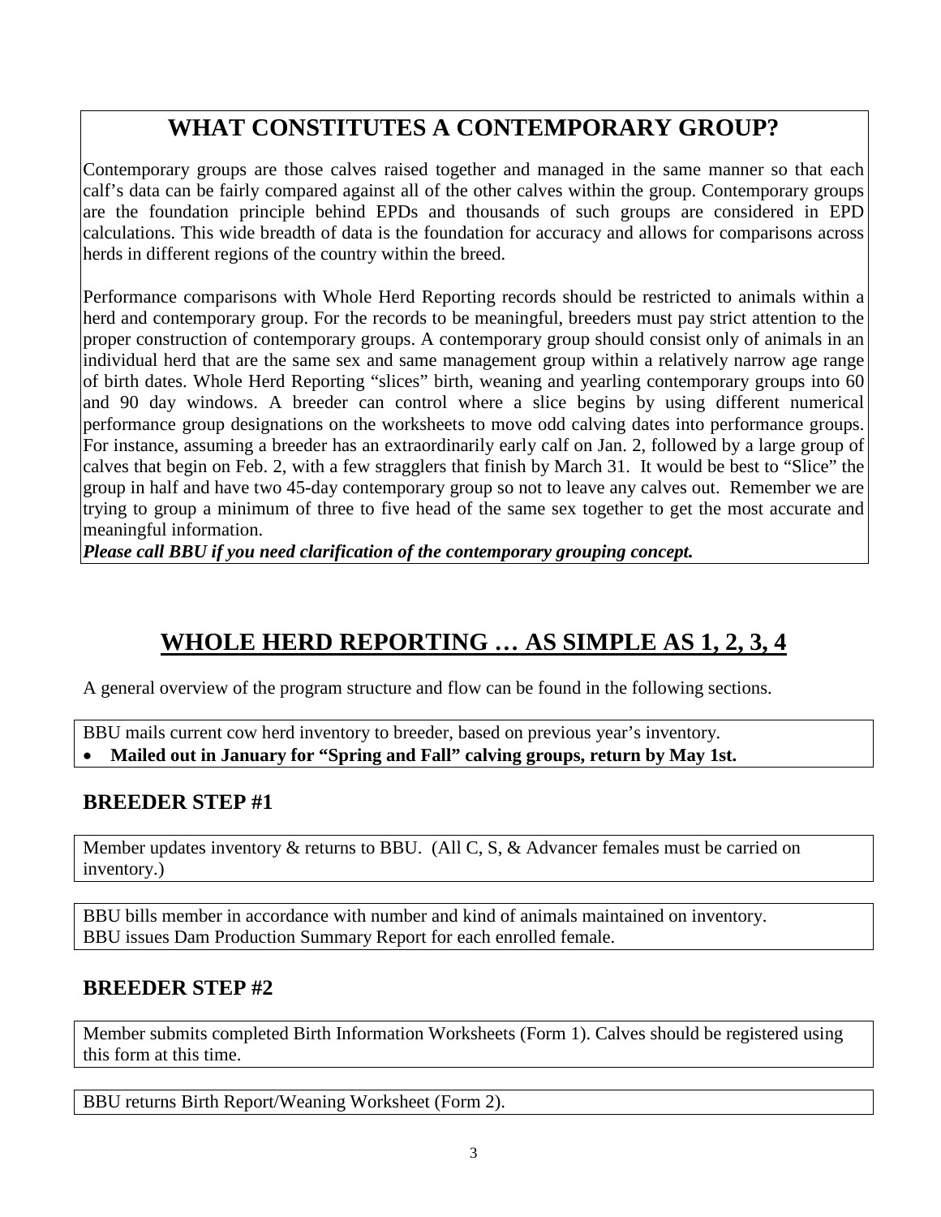## WHAT CONSTITUTES A CONTEMPORARY GROUP?

Contemporary groups are those calves raised together and managed in the same manner so that each calf's data can be fairly compared against all of the other calves within the group. Contemporary groups are the foundation principle behind EPDs and thousands of such groups are considered in EPD calculations. This wide breadth of data is the foundation for accuracy and allows for comparisons across herds in different regions of the country within the breed.

Performance comparisons with Whole Herd Reporting records should be restricted to animals within a herd and contemporary group. For the records to be meaningful, breeders must pay strict attention to the proper construction of contemporary groups. A contemporary group should consist only of animals in an individual herd that are the same sex and same management group within a relatively narrow age range of birth dates. Whole Herd Reporting "slices" birth, weaning and yearling contemporary groups into 60 and 90 day windows. A breeder can control where a slice begins by using different numerical performance group designations on the worksheets to move odd calving dates into performance groups. For instance, assuming a breeder has an extraordinarily early calf on Jan. 2, followed by a large group of calves that begin on Feb. 2, with a few stragglers that finish by March 31. It would be best to "Slice" the group in half and have two 45-day contemporary group so not to leave any calves out. Remember we are trying to group a minimum of three to five head of the same sex together to get the most accurate and meaningful information.

***Please call BBU if you need clarification of the contemporary grouping concept.***

## WHOLE HERD REPORTING … AS SIMPLE AS 1, 2, 3, 4

A general overview of the program structure and flow can be found in the following sections.

BBU mails current cow herd inventory to breeder, based on previous year's inventory.

- **Mailed out in January for "Spring and Fall" calving groups, return by May 1st.**

### BREEDER STEP #1

Member updates inventory & returns to BBU. (All C, S, & Advancer females must be carried on inventory.)

BBU bills member in accordance with number and kind of animals maintained on inventory.
BBU issues Dam Production Summary Report for each enrolled female.

### BREEDER STEP #2

Member submits completed Birth Information Worksheets (Form 1). Calves should be registered using this form at this time.

BBU returns Birth Report/Weaning Worksheet (Form 2).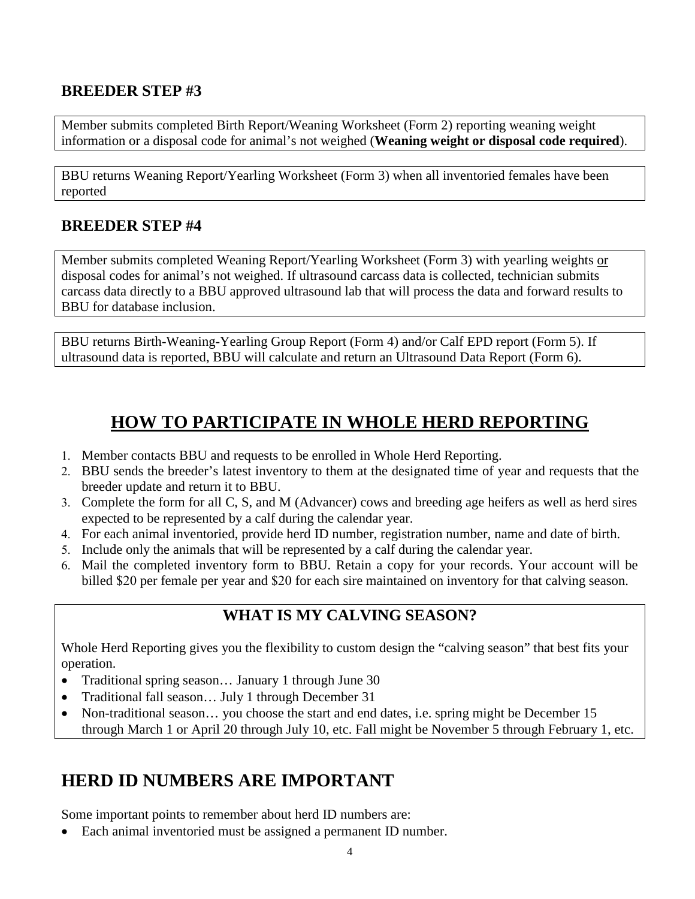### BREEDER STEP #3

Member submits completed Birth Report/Weaning Worksheet (Form 2) reporting weaning weight information or a disposal code for animal's not weighed (**Weaning weight or disposal code required**).

BBU returns Weaning Report/Yearling Worksheet (Form 3) when all inventoried females have been reported

### BREEDER STEP #4

Member submits completed Weaning Report/Yearling Worksheet (Form 3) with yearling weights <u>or</u> disposal codes for animal's not weighed. If ultrasound carcass data is collected, technician submits carcass data directly to a BBU approved ultrasound lab that will process the data and forward results to BBU for database inclusion.

BBU returns Birth-Weaning-Yearling Group Report (Form 4) and/or Calf EPD report (Form 5). If ultrasound data is reported, BBU will calculate and return an Ultrasound Data Report (Form 6).

## HOW TO PARTICIPATE IN WHOLE HERD REPORTING

1. Member contacts BBU and requests to be enrolled in Whole Herd Reporting.
2. BBU sends the breeder's latest inventory to them at the designated time of year and requests that the breeder update and return it to BBU.
3. Complete the form for all C, S, and M (Advancer) cows and breeding age heifers as well as herd sires expected to be represented by a calf during the calendar year.
4. For each animal inventoried, provide herd ID number, registration number, name and date of birth.
5. Include only the animals that will be represented by a calf during the calendar year.
6. Mail the completed inventory form to BBU. Retain a copy for your records. Your account will be billed $20 per female per year and $20 for each sire maintained on inventory for that calving season.

### WHAT IS MY CALVING SEASON?

Whole Herd Reporting gives you the flexibility to custom design the "calving season" that best fits your operation.

- Traditional spring season… January 1 through June 30
- Traditional fall season… July 1 through December 31
- Non-traditional season… you choose the start and end dates, i.e. spring might be December 15 through March 1 or April 20 through July 10, etc. Fall might be November 5 through February 1, etc.

## HERD ID NUMBERS ARE IMPORTANT

Some important points to remember about herd ID numbers are:

- Each animal inventoried must be assigned a permanent ID number.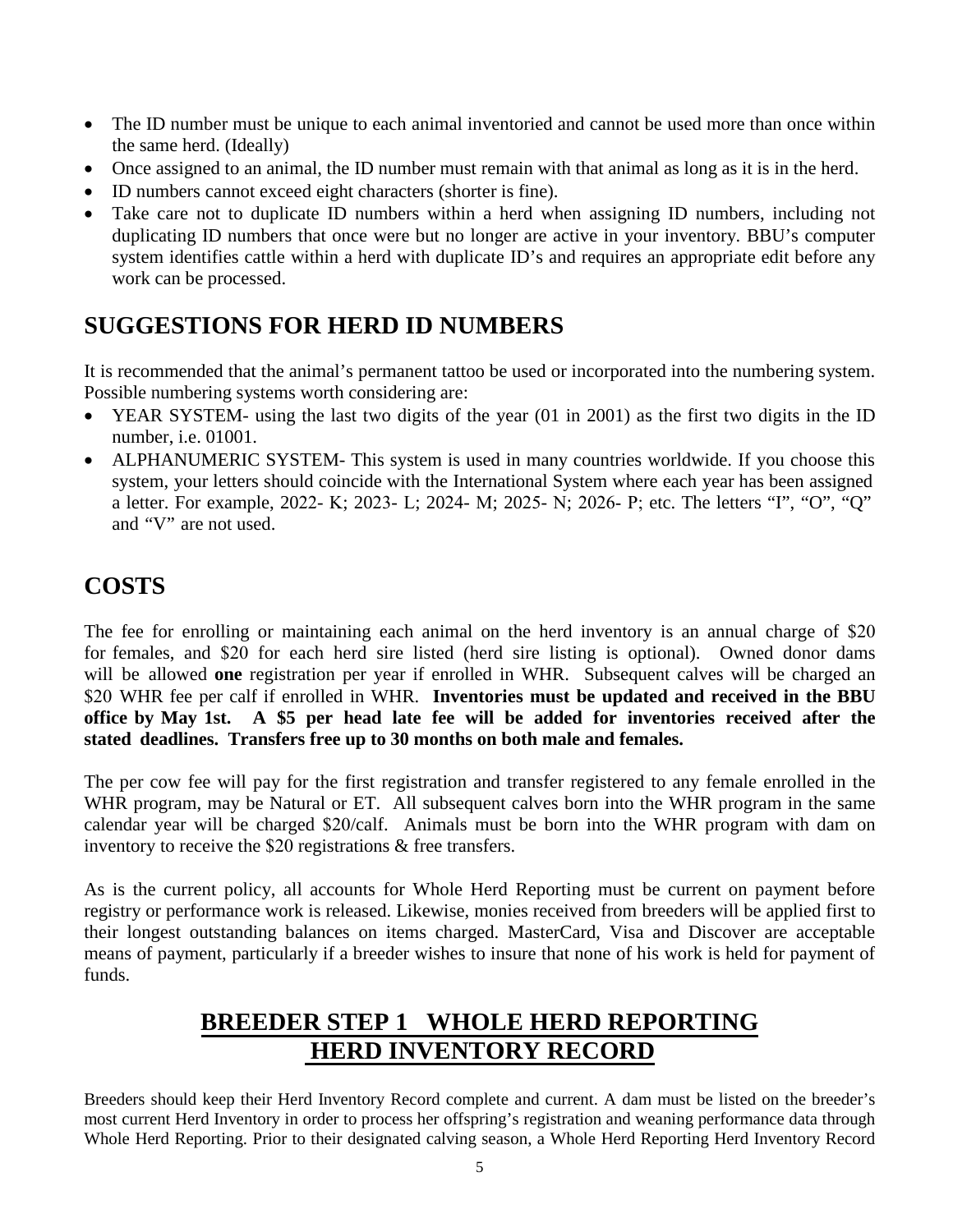- The ID number must be unique to each animal inventoried and cannot be used more than once within the same herd. (Ideally)
- Once assigned to an animal, the ID number must remain with that animal as long as it is in the herd.
- ID numbers cannot exceed eight characters (shorter is fine).
- Take care not to duplicate ID numbers within a herd when assigning ID numbers, including not duplicating ID numbers that once were but no longer are active in your inventory. BBU's computer system identifies cattle within a herd with duplicate ID's and requires an appropriate edit before any work can be processed.

## SUGGESTIONS FOR HERD ID NUMBERS

It is recommended that the animal's permanent tattoo be used or incorporated into the numbering system. Possible numbering systems worth considering are:

- YEAR SYSTEM- using the last two digits of the year (01 in 2001) as the first two digits in the ID number, i.e. 01001.
- ALPHANUMERIC SYSTEM- This system is used in many countries worldwide. If you choose this system, your letters should coincide with the International System where each year has been assigned a letter. For example, 2022- K; 2023- L; 2024- M; 2025- N; 2026- P; etc. The letters "I", "O", "Q" and "V" are not used.

## COSTS

The fee for enrolling or maintaining each animal on the herd inventory is an annual charge of $20 for females, and $20 for each herd sire listed (herd sire listing is optional). Owned donor dams will be allowed **one** registration per year if enrolled in WHR. Subsequent calves will be charged an $20 WHR fee per calf if enrolled in WHR. **Inventories must be updated and received in the BBU office by May 1st. A $5 per head late fee will be added for inventories received after the stated deadlines. Transfers free up to 30 months on both male and females.**

The per cow fee will pay for the first registration and transfer registered to any female enrolled in the WHR program, may be Natural or ET. All subsequent calves born into the WHR program in the same calendar year will be charged $20/calf. Animals must be born into the WHR program with dam on inventory to receive the $20 registrations & free transfers.

As is the current policy, all accounts for Whole Herd Reporting must be current on payment before registry or performance work is released. Likewise, monies received from breeders will be applied first to their longest outstanding balances on items charged. MasterCard, Visa and Discover are acceptable means of payment, particularly if a breeder wishes to insure that none of his work is held for payment of funds.

## BREEDER STEP 1 WHOLE HERD REPORTING HERD INVENTORY RECORD

Breeders should keep their Herd Inventory Record complete and current. A dam must be listed on the breeder's most current Herd Inventory in order to process her offspring's registration and weaning performance data through Whole Herd Reporting. Prior to their designated calving season, a Whole Herd Reporting Herd Inventory Record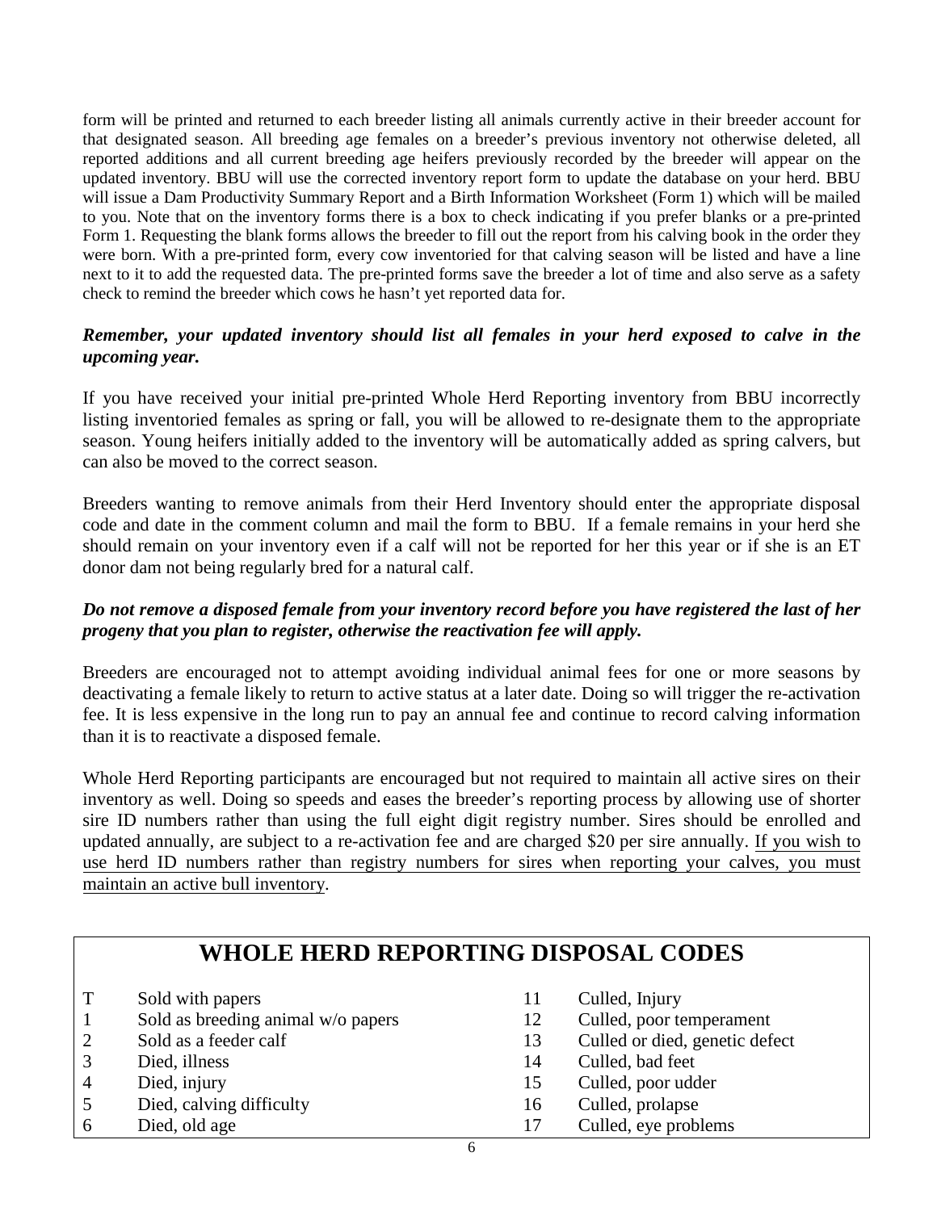form will be printed and returned to each breeder listing all animals currently active in their breeder account for that designated season. All breeding age females on a breeder's previous inventory not otherwise deleted, all reported additions and all current breeding age heifers previously recorded by the breeder will appear on the updated inventory. BBU will use the corrected inventory report form to update the database on your herd. BBU will issue a Dam Productivity Summary Report and a Birth Information Worksheet (Form 1) which will be mailed to you. Note that on the inventory forms there is a box to check indicating if you prefer blanks or a pre-printed Form 1. Requesting the blank forms allows the breeder to fill out the report from his calving book in the order they were born. With a pre-printed form, every cow inventoried for that calving season will be listed and have a line next to it to add the requested data. The pre-printed forms save the breeder a lot of time and also serve as a safety check to remind the breeder which cows he hasn't yet reported data for.

***Remember, your updated inventory should list all females in your herd exposed to calve in the upcoming year.***

If you have received your initial pre-printed Whole Herd Reporting inventory from BBU incorrectly listing inventoried females as spring or fall, you will be allowed to re-designate them to the appropriate season. Young heifers initially added to the inventory will be automatically added as spring calvers, but can also be moved to the correct season.

Breeders wanting to remove animals from their Herd Inventory should enter the appropriate disposal code and date in the comment column and mail the form to BBU. If a female remains in your herd she should remain on your inventory even if a calf will not be reported for her this year or if she is an ET donor dam not being regularly bred for a natural calf.

***Do not remove a disposed female from your inventory record before you have registered the last of her progeny that you plan to register, otherwise the reactivation fee will apply.***

Breeders are encouraged not to attempt avoiding individual animal fees for one or more seasons by deactivating a female likely to return to active status at a later date. Doing so will trigger the re-activation fee. It is less expensive in the long run to pay an annual fee and continue to record calving information than it is to reactivate a disposed female.

Whole Herd Reporting participants are encouraged but not required to maintain all active sires on their inventory as well. Doing so speeds and eases the breeder's reporting process by allowing use of shorter sire ID numbers rather than using the full eight digit registry number. Sires should be enrolled and updated annually, are subject to a re-activation fee and are charged $20 per sire annually. <u>If you wish to use herd ID numbers rather than registry numbers for sires when reporting your calves, you must maintain an active bull inventory</u>.

## WHOLE HERD REPORTING DISPOSAL CODES

| Code | Description | Code | Description |
|---|---|---|---|
| T | Sold with papers | 11 | Culled, Injury |
| 1 | Sold as breeding animal w/o papers | 12 | Culled, poor temperament |
| 2 | Sold as a feeder calf | 13 | Culled or died, genetic defect |
| 3 | Died, illness | 14 | Culled, bad feet |
| 4 | Died, injury | 15 | Culled, poor udder |
| 5 | Died, calving difficulty | 16 | Culled, prolapse |
| 6 | Died, old age | 17 | Culled, eye problems |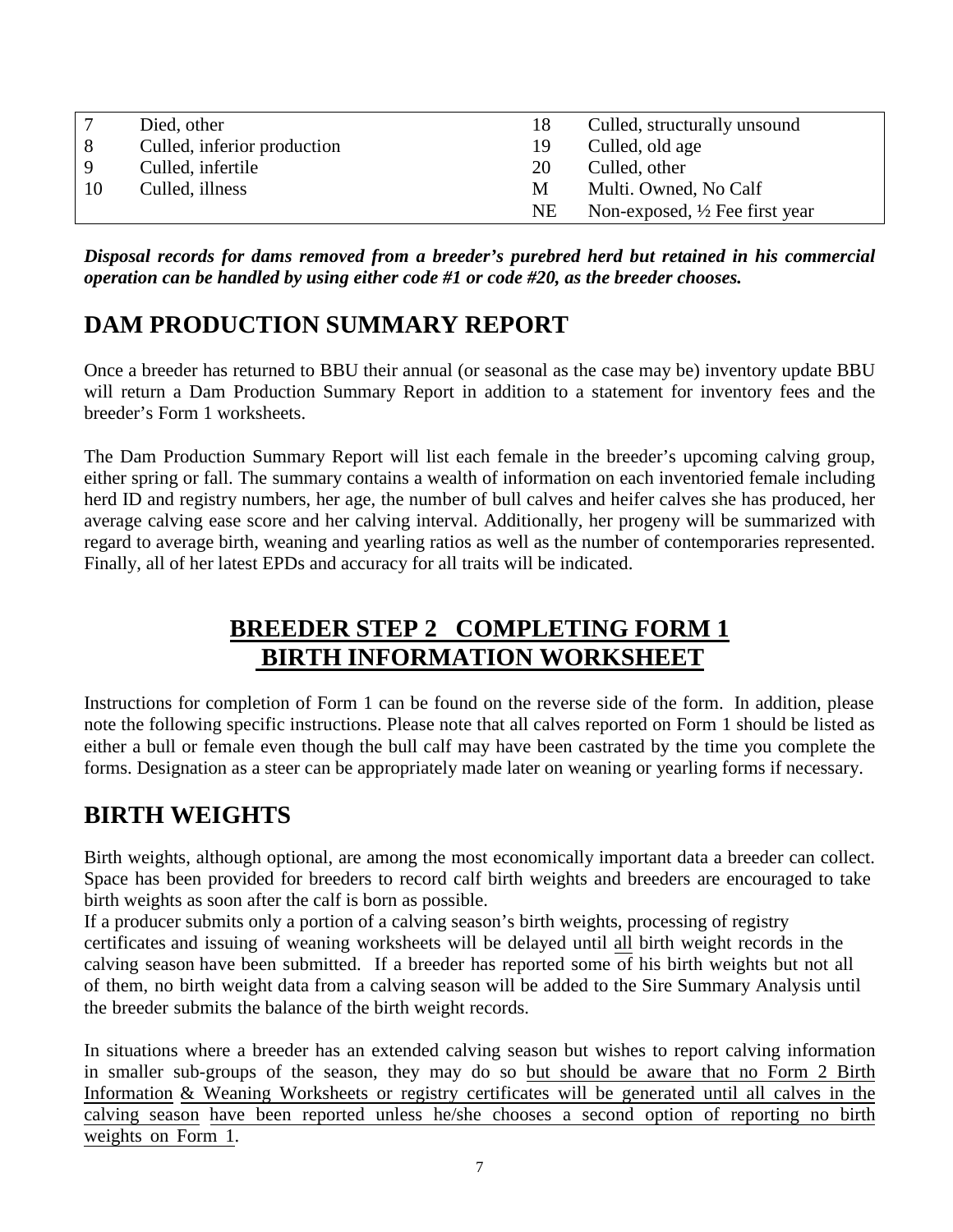| | | | |
|---|---|---|---|
| 7 | Died, other | 18 | Culled, structurally unsound |
| 8 | Culled, inferior production | 19 | Culled, old age |
| 9 | Culled, infertile | 20 | Culled, other |
| 10 | Culled, illness | M | Multi. Owned, No Calf |
| | | NE | Non-exposed, ½ Fee first year |

***Disposal records for dams removed from a breeder's purebred herd but retained in his commercial operation can be handled by using either code #1 or code #20, as the breeder chooses.***

## DAM PRODUCTION SUMMARY REPORT

Once a breeder has returned to BBU their annual (or seasonal as the case may be) inventory update BBU will return a Dam Production Summary Report in addition to a statement for inventory fees and the breeder's Form 1 worksheets.

The Dam Production Summary Report will list each female in the breeder's upcoming calving group, either spring or fall. The summary contains a wealth of information on each inventoried female including herd ID and registry numbers, her age, the number of bull calves and heifer calves she has produced, her average calving ease score and her calving interval. Additionally, her progeny will be summarized with regard to average birth, weaning and yearling ratios as well as the number of contemporaries represented. Finally, all of her latest EPDs and accuracy for all traits will be indicated.

## BREEDER STEP 2 COMPLETING FORM 1 BIRTH INFORMATION WORKSHEET

Instructions for completion of Form 1 can be found on the reverse side of the form. In addition, please note the following specific instructions. Please note that all calves reported on Form 1 should be listed as either a bull or female even though the bull calf may have been castrated by the time you complete the forms. Designation as a steer can be appropriately made later on weaning or yearling forms if necessary.

## BIRTH WEIGHTS

Birth weights, although optional, are among the most economically important data a breeder can collect. Space has been provided for breeders to record calf birth weights and breeders are encouraged to take birth weights as soon after the calf is born as possible.

If a producer submits only a portion of a calving season's birth weights, processing of registry certificates and issuing of weaning worksheets will be delayed until all birth weight records in the calving season have been submitted. If a breeder has reported some of his birth weights but not all of them, no birth weight data from a calving season will be added to the Sire Summary Analysis until the breeder submits the balance of the birth weight records.

In situations where a breeder has an extended calving season but wishes to report calving information in smaller sub-groups of the season, they may do so but should be aware that no Form 2 Birth Information & Weaning Worksheets or registry certificates will be generated until all calves in the calving season have been reported unless he/she chooses a second option of reporting no birth weights on Form 1.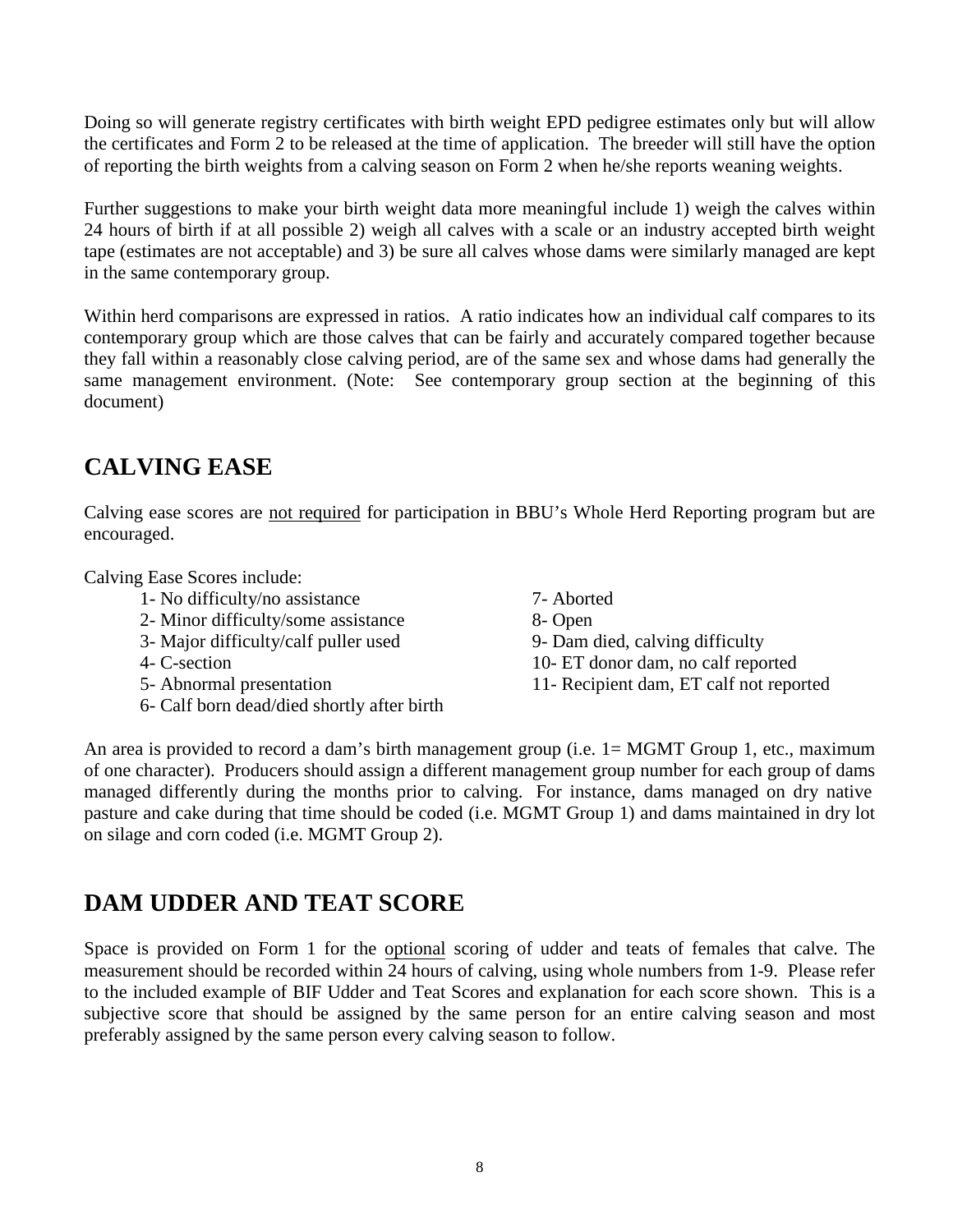Doing so will generate registry certificates with birth weight EPD pedigree estimates only but will allow the certificates and Form 2 to be released at the time of application. The breeder will still have the option of reporting the birth weights from a calving season on Form 2 when he/she reports weaning weights.

Further suggestions to make your birth weight data more meaningful include 1) weigh the calves within 24 hours of birth if at all possible 2) weigh all calves with a scale or an industry accepted birth weight tape (estimates are not acceptable) and 3) be sure all calves whose dams were similarly managed are kept in the same contemporary group.

Within herd comparisons are expressed in ratios. A ratio indicates how an individual calf compares to its contemporary group which are those calves that can be fairly and accurately compared together because they fall within a reasonably close calving period, are of the same sex and whose dams had generally the same management environment. (Note: See contemporary group section at the beginning of this document)

## CALVING EASE

Calving ease scores are <u>not required</u> for participation in BBU's Whole Herd Reporting program but are encouraged.

Calving Ease Scores include:

- 1- No difficulty/no assistance
- 2- Minor difficulty/some assistance
- 3- Major difficulty/calf puller used
- 4- C-section
- 5- Abnormal presentation
- 6- Calf born dead/died shortly after birth
- 7- Aborted
- 8- Open
- 9- Dam died, calving difficulty
- 10- ET donor dam, no calf reported
- 11- Recipient dam, ET calf not reported

An area is provided to record a dam's birth management group (i.e. 1= MGMT Group 1, etc., maximum of one character). Producers should assign a different management group number for each group of dams managed differently during the months prior to calving. For instance, dams managed on dry native pasture and cake during that time should be coded (i.e. MGMT Group 1) and dams maintained in dry lot on silage and corn coded (i.e. MGMT Group 2).

## DAM UDDER AND TEAT SCORE

Space is provided on Form 1 for the <u>optional</u> scoring of udder and teats of females that calve. The measurement should be recorded within 24 hours of calving, using whole numbers from 1-9. Please refer to the included example of BIF Udder and Teat Scores and explanation for each score shown. This is a subjective score that should be assigned by the same person for an entire calving season and most preferably assigned by the same person every calving season to follow.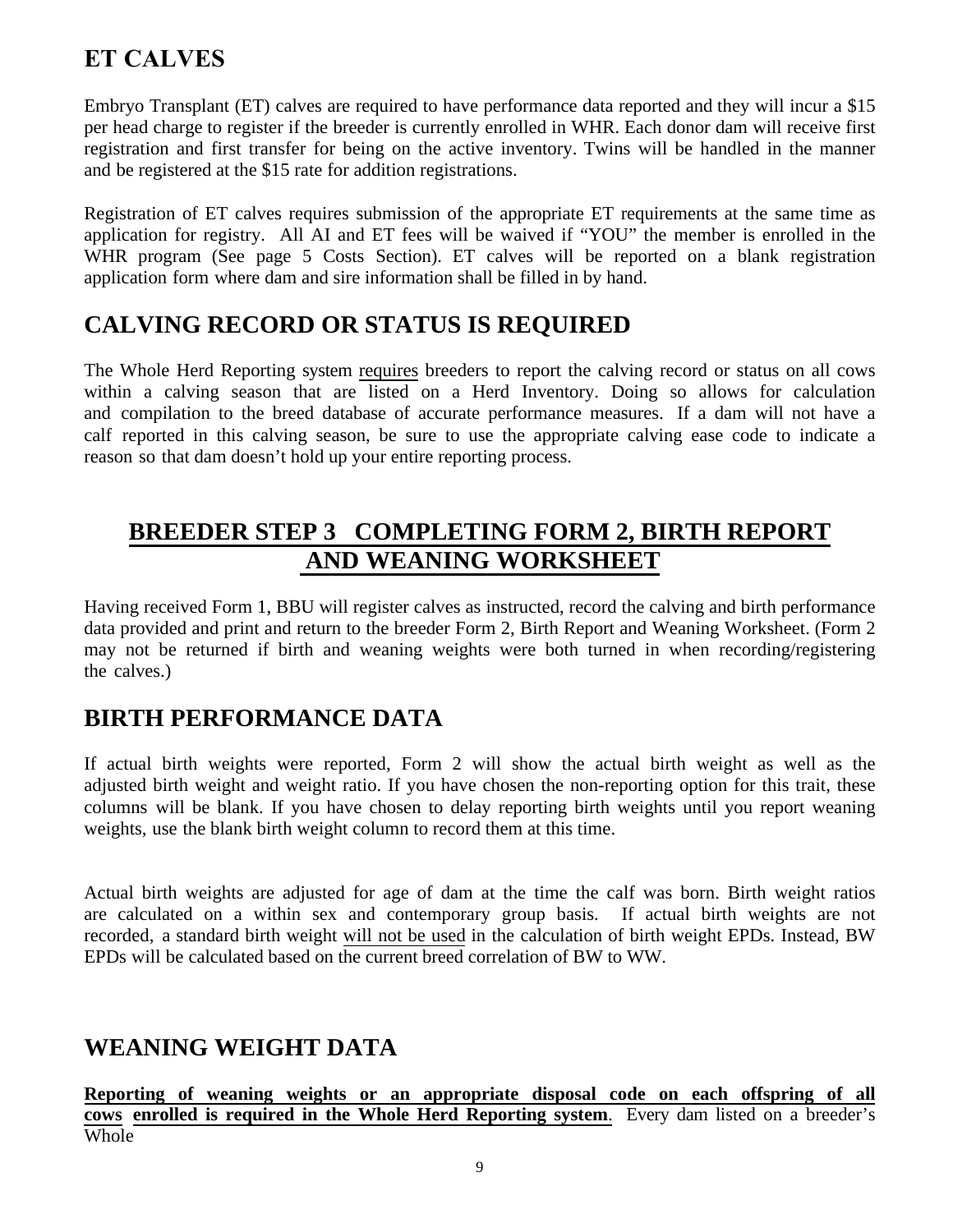## ET CALVES

Embryo Transplant (ET) calves are required to have performance data reported and they will incur a $15 per head charge to register if the breeder is currently enrolled in WHR. Each donor dam will receive first registration and first transfer for being on the active inventory. Twins will be handled in the manner and be registered at the $15 rate for addition registrations.

Registration of ET calves requires submission of the appropriate ET requirements at the same time as application for registry. All AI and ET fees will be waived if "YOU" the member is enrolled in the WHR program (See page 5 Costs Section). ET calves will be reported on a blank registration application form where dam and sire information shall be filled in by hand.

## CALVING RECORD OR STATUS IS REQUIRED

The Whole Herd Reporting system <u>requires</u> breeders to report the calving record or status on all cows within a calving season that are listed on a Herd Inventory. Doing so allows for calculation and compilation to the breed database of accurate performance measures. If a dam will not have a calf reported in this calving season, be sure to use the appropriate calving ease code to indicate a reason so that dam doesn't hold up your entire reporting process.

# <u>BREEDER STEP 3 COMPLETING FORM 2, BIRTH REPORT AND WEANING WORKSHEET</u>

Having received Form 1, BBU will register calves as instructed, record the calving and birth performance data provided and print and return to the breeder Form 2, Birth Report and Weaning Worksheet. (Form 2 may not be returned if birth and weaning weights were both turned in when recording/registering the calves.)

## BIRTH PERFORMANCE DATA

If actual birth weights were reported, Form 2 will show the actual birth weight as well as the adjusted birth weight and weight ratio. If you have chosen the non-reporting option for this trait, these columns will be blank. If you have chosen to delay reporting birth weights until you report weaning weights, use the blank birth weight column to record them at this time.

Actual birth weights are adjusted for age of dam at the time the calf was born. Birth weight ratios are calculated on a within sex and contemporary group basis. If actual birth weights are not recorded, a standard birth weight <u>will not be used</u> in the calculation of birth weight EPDs. Instead, BW EPDs will be calculated based on the current breed correlation of BW to WW.

## WEANING WEIGHT DATA

**<u>Reporting of weaning weights or an appropriate disposal code on each offspring of all cows enrolled is required in the Whole Herd Reporting system</u>**. Every dam listed on a breeder's Whole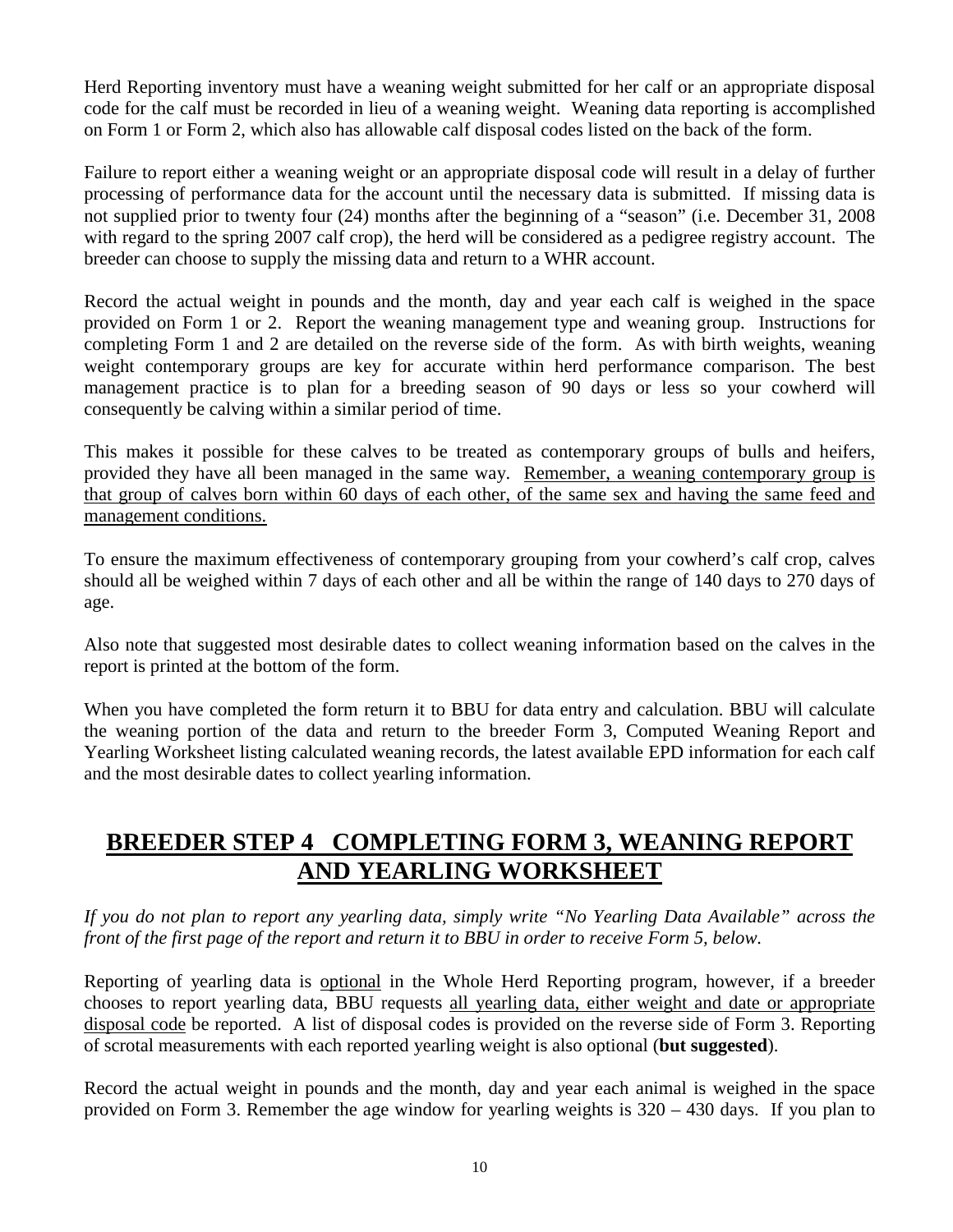Herd Reporting inventory must have a weaning weight submitted for her calf or an appropriate disposal code for the calf must be recorded in lieu of a weaning weight. Weaning data reporting is accomplished on Form 1 or Form 2, which also has allowable calf disposal codes listed on the back of the form.

Failure to report either a weaning weight or an appropriate disposal code will result in a delay of further processing of performance data for the account until the necessary data is submitted. If missing data is not supplied prior to twenty four (24) months after the beginning of a "season" (i.e. December 31, 2008 with regard to the spring 2007 calf crop), the herd will be considered as a pedigree registry account. The breeder can choose to supply the missing data and return to a WHR account.

Record the actual weight in pounds and the month, day and year each calf is weighed in the space provided on Form 1 or 2. Report the weaning management type and weaning group. Instructions for completing Form 1 and 2 are detailed on the reverse side of the form. As with birth weights, weaning weight contemporary groups are key for accurate within herd performance comparison. The best management practice is to plan for a breeding season of 90 days or less so your cowherd will consequently be calving within a similar period of time.

This makes it possible for these calves to be treated as contemporary groups of bulls and heifers, provided they have all been managed in the same way. <u>Remember, a weaning contemporary group is that group of calves born within 60 days of each other, of the same sex and having the same feed and management conditions.</u>

To ensure the maximum effectiveness of contemporary grouping from your cowherd's calf crop, calves should all be weighed within 7 days of each other and all be within the range of 140 days to 270 days of age.

Also note that suggested most desirable dates to collect weaning information based on the calves in the report is printed at the bottom of the form.

When you have completed the form return it to BBU for data entry and calculation. BBU will calculate the weaning portion of the data and return to the breeder Form 3, Computed Weaning Report and Yearling Worksheet listing calculated weaning records, the latest available EPD information for each calf and the most desirable dates to collect yearling information.

## BREEDER STEP 4 COMPLETING FORM 3, WEANING REPORT AND YEARLING WORKSHEET

*If you do not plan to report any yearling data, simply write "No Yearling Data Available" across the front of the first page of the report and return it to BBU in order to receive Form 5, below.*

Reporting of yearling data is <u>optional</u> in the Whole Herd Reporting program, however, if a breeder chooses to report yearling data, BBU requests <u>all yearling data, either weight and date or appropriate disposal code</u> be reported. A list of disposal codes is provided on the reverse side of Form 3. Reporting of scrotal measurements with each reported yearling weight is also optional (**but suggested**).

Record the actual weight in pounds and the month, day and year each animal is weighed in the space provided on Form 3. Remember the age window for yearling weights is 320 – 430 days. If you plan to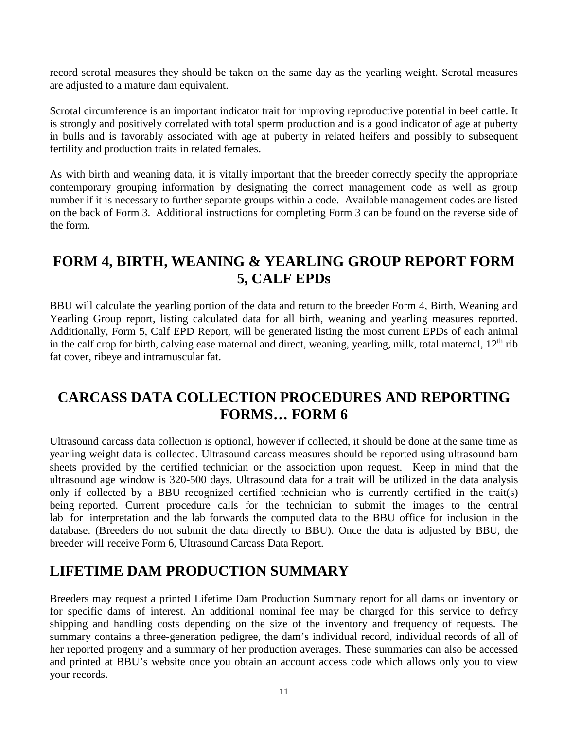record scrotal measures they should be taken on the same day as the yearling weight. Scrotal measures are adjusted to a mature dam equivalent.

Scrotal circumference is an important indicator trait for improving reproductive potential in beef cattle. It is strongly and positively correlated with total sperm production and is a good indicator of age at puberty in bulls and is favorably associated with age at puberty in related heifers and possibly to subsequent fertility and production traits in related females.

As with birth and weaning data, it is vitally important that the breeder correctly specify the appropriate contemporary grouping information by designating the correct management code as well as group number if it is necessary to further separate groups within a code. Available management codes are listed on the back of Form 3. Additional instructions for completing Form 3 can be found on the reverse side of the form.

## FORM 4, BIRTH, WEANING & YEARLING GROUP REPORT FORM 5, CALF EPDs

BBU will calculate the yearling portion of the data and return to the breeder Form 4, Birth, Weaning and Yearling Group report, listing calculated data for all birth, weaning and yearling measures reported. Additionally, Form 5, Calf EPD Report, will be generated listing the most current EPDs of each animal in the calf crop for birth, calving ease maternal and direct, weaning, yearling, milk, total maternal, 12th rib fat cover, ribeye and intramuscular fat.

## CARCASS DATA COLLECTION PROCEDURES AND REPORTING FORMS… FORM 6

Ultrasound carcass data collection is optional, however if collected, it should be done at the same time as yearling weight data is collected. Ultrasound carcass measures should be reported using ultrasound barn sheets provided by the certified technician or the association upon request. Keep in mind that the ultrasound age window is 320-500 days. Ultrasound data for a trait will be utilized in the data analysis only if collected by a BBU recognized certified technician who is currently certified in the trait(s) being reported. Current procedure calls for the technician to submit the images to the central lab for interpretation and the lab forwards the computed data to the BBU office for inclusion in the database. (Breeders do not submit the data directly to BBU). Once the data is adjusted by BBU, the breeder will receive Form 6, Ultrasound Carcass Data Report.

## LIFETIME DAM PRODUCTION SUMMARY

Breeders may request a printed Lifetime Dam Production Summary report for all dams on inventory or for specific dams of interest. An additional nominal fee may be charged for this service to defray shipping and handling costs depending on the size of the inventory and frequency of requests. The summary contains a three-generation pedigree, the dam's individual record, individual records of all of her reported progeny and a summary of her production averages. These summaries can also be accessed and printed at BBU's website once you obtain an account access code which allows only you to view your records.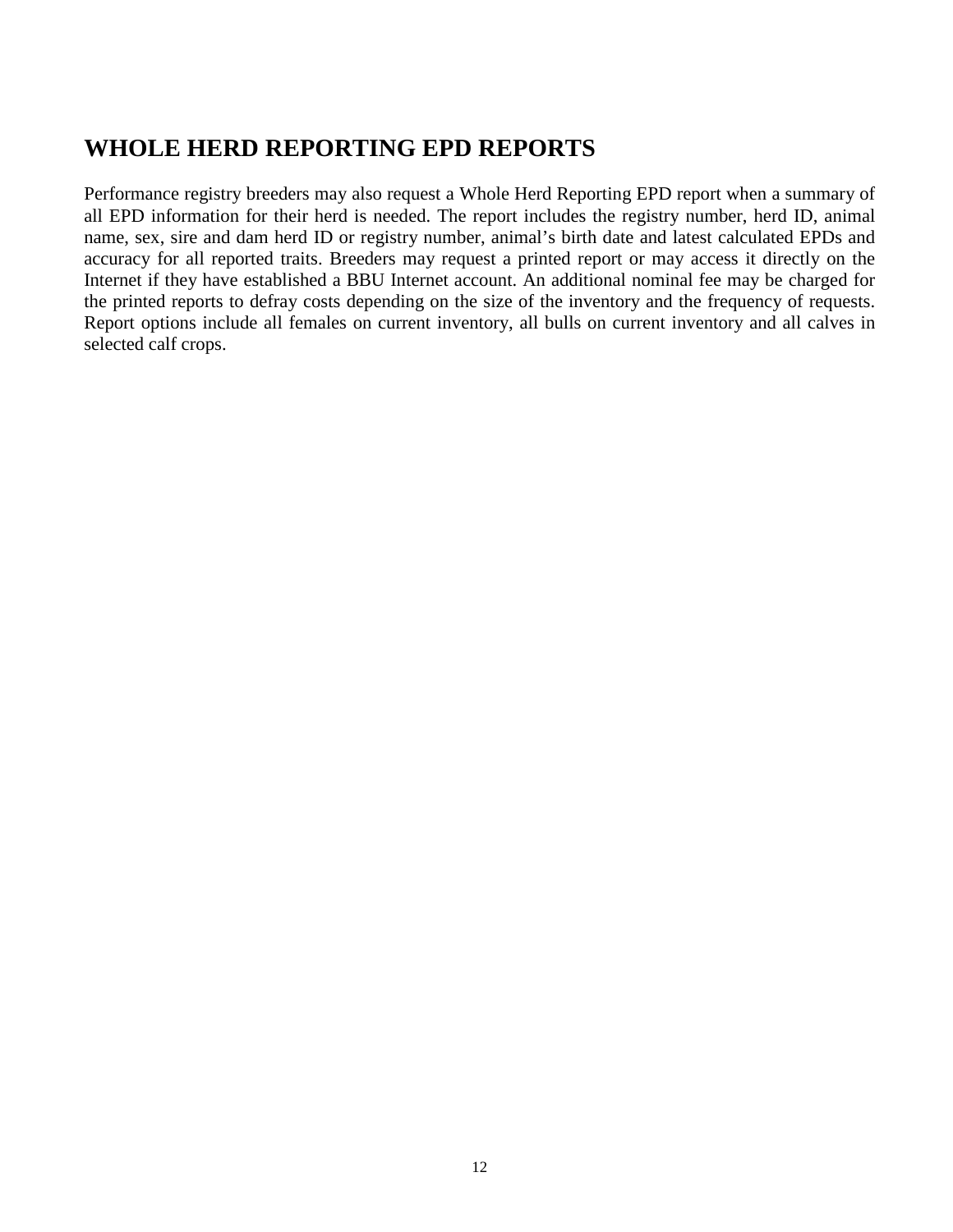# WHOLE HERD REPORTING EPD REPORTS

Performance registry breeders may also request a Whole Herd Reporting EPD report when a summary of all EPD information for their herd is needed. The report includes the registry number, herd ID, animal name, sex, sire and dam herd ID or registry number, animal's birth date and latest calculated EPDs and accuracy for all reported traits. Breeders may request a printed report or may access it directly on the Internet if they have established a BBU Internet account. An additional nominal fee may be charged for the printed reports to defray costs depending on the size of the inventory and the frequency of requests. Report options include all females on current inventory, all bulls on current inventory and all calves in selected calf crops.